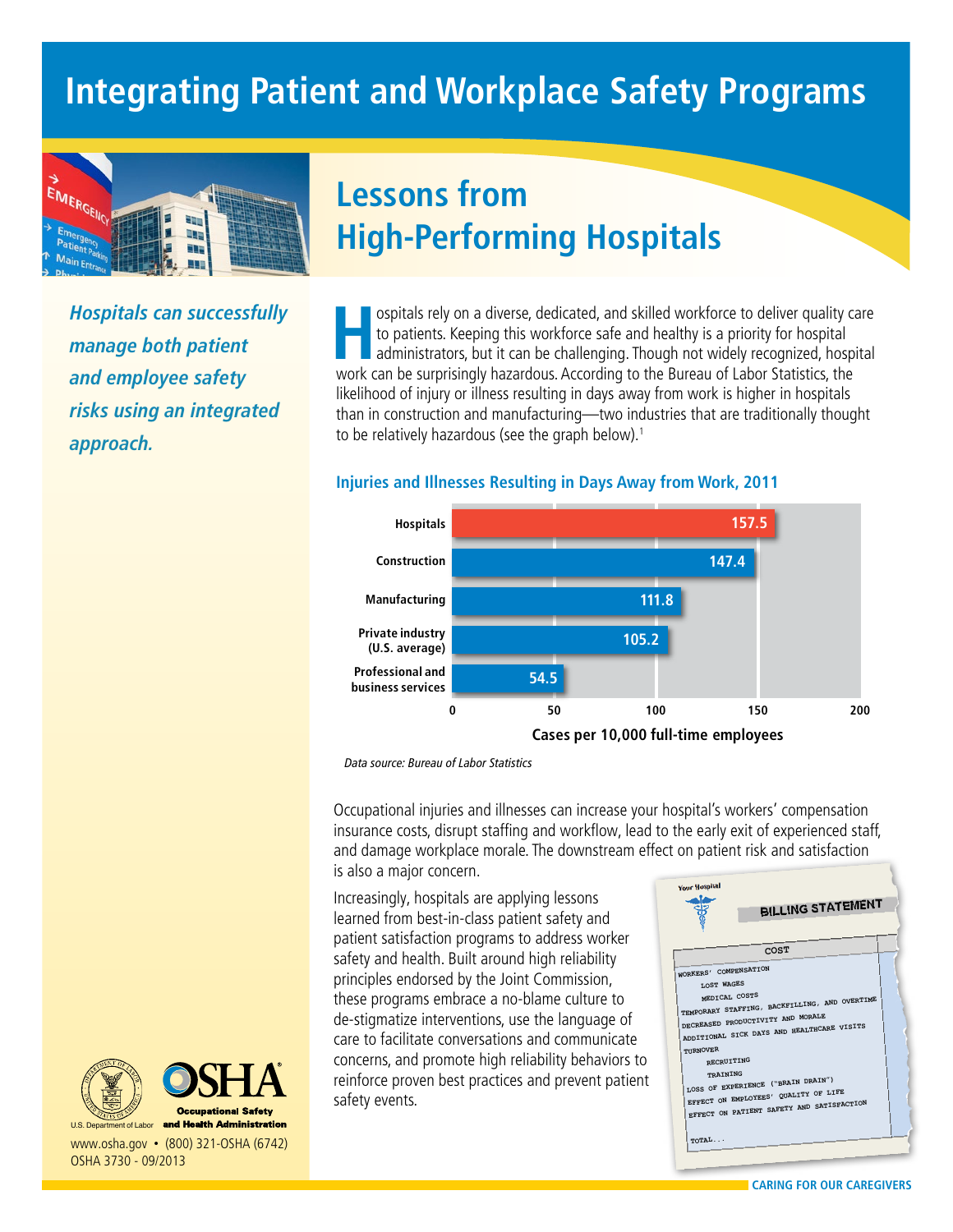# Integrating Patient and Workplace Safety Programs

## Lessons from High-Performing Hospitals

***Hospitals can successfully manage both patient and employee safety risks using an integrated approach.***

Hospitals rely on a diverse, dedicated, and skilled workforce to deliver quality care to patients. Keeping this workforce safe and healthy is a priority for hospital administrators, but it can be challenging. Though not widely recognized, hospital work can be surprisingly hazardous. According to the Bureau of Labor Statistics, the likelihood of injury or illness resulting in days away from work is higher in hospitals than in construction and manufacturing—two industries that are traditionally thought to be relatively hazardous (see the graph below).[1]

### Injuries and Illnesses Resulting in Days Away from Work, 2011

| Industry | Cases per 10,000 full-time employees |
|---|---|
| Hospitals | 157.5 |
| Construction | 147.4 |
| Manufacturing | 111.8 |
| Private industry (U.S. average) | 105.2 |
| Professional and business services | 54.5 |

*Data source: Bureau of Labor Statistics*

Occupational injuries and illnesses can increase your hospital's workers' compensation insurance costs, disrupt staffing and workflow, lead to the early exit of experienced staff, and damage workplace morale. The downstream effect on patient risk and satisfaction is also a major concern.

Increasingly, hospitals are applying lessons learned from best-in-class patient safety and patient satisfaction programs to address worker safety and health. Built around high reliability principles endorsed by the Joint Commission, these programs embrace a no-blame culture to de-stigmatize interventions, use the language of care to facilitate conversations and communicate concerns, and promote high reliability behaviors to reinforce proven best practices and prevent patient safety events.

Your Hospital

**BILLING STATEMENT**

| COST |
|---|
| WORKERS' COMPENSATION |
| LOST WAGES |
| MEDICAL COSTS |
| TEMPORARY STAFFING, BACKFILLING, AND OVERTIME |
| DECREASED PRODUCTIVITY AND MORALE |
| ADDITIONAL SICK DAYS AND HEALTHCARE VISITS |
| TURNOVER |
| RECRUITING |
| TRAINING |
| LOSS OF EXPERIENCE ("BRAIN DRAIN") |
| EFFECT ON EMPLOYEES' QUALITY OF LIFE |
| EFFECT ON PATIENT SAFETY AND SATISFACTION |
| TOTAL... |

U.S. Department of Labor — OSHA Occupational Safety and Health Administration

www.osha.gov • (800) 321-OSHA (6742)
OSHA 3730 - 09/2013

CARING FOR OUR CAREGIVERS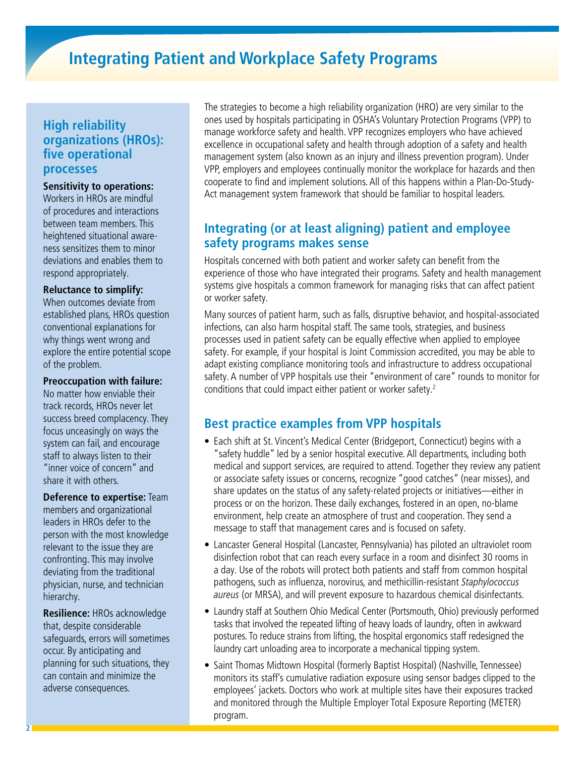# Integrating Patient and Workplace Safety Programs

## High reliability organizations (HROs): five operational processes

**Sensitivity to operations:** Workers in HROs are mindful of procedures and interactions between team members. This heightened situational awareness sensitizes them to minor deviations and enables them to respond appropriately.

**Reluctance to simplify:** When outcomes deviate from established plans, HROs question conventional explanations for why things went wrong and explore the entire potential scope of the problem.

**Preoccupation with failure:** No matter how enviable their track records, HROs never let success breed complacency. They focus unceasingly on ways the system can fail, and encourage staff to always listen to their "inner voice of concern" and share it with others.

**Deference to expertise:** Team members and organizational leaders in HROs defer to the person with the most knowledge relevant to the issue they are confronting. This may involve deviating from the traditional physician, nurse, and technician hierarchy.

**Resilience:** HROs acknowledge that, despite considerable safeguards, errors will sometimes occur. By anticipating and planning for such situations, they can contain and minimize the adverse consequences.

The strategies to become a high reliability organization (HRO) are very similar to the ones used by hospitals participating in OSHA's Voluntary Protection Programs (VPP) to manage workforce safety and health. VPP recognizes employers who have achieved excellence in occupational safety and health through adoption of a safety and health management system (also known as an injury and illness prevention program). Under VPP, employers and employees continually monitor the workplace for hazards and then cooperate to find and implement solutions. All of this happens within a Plan-Do-Study-Act management system framework that should be familiar to hospital leaders.

## Integrating (or at least aligning) patient and employee safety programs makes sense

Hospitals concerned with both patient and worker safety can benefit from the experience of those who have integrated their programs. Safety and health management systems give hospitals a common framework for managing risks that can affect patient or worker safety.

Many sources of patient harm, such as falls, disruptive behavior, and hospital-associated infections, can also harm hospital staff. The same tools, strategies, and business processes used in patient safety can be equally effective when applied to employee safety. For example, if your hospital is Joint Commission accredited, you may be able to adapt existing compliance monitoring tools and infrastructure to address occupational safety. A number of VPP hospitals use their "environment of care" rounds to monitor for conditions that could impact either patient or worker safety.[2]

## Best practice examples from VPP hospitals

- Each shift at St. Vincent's Medical Center (Bridgeport, Connecticut) begins with a "safety huddle" led by a senior hospital executive. All departments, including both medical and support services, are required to attend. Together they review any patient or associate safety issues or concerns, recognize "good catches" (near misses), and share updates on the status of any safety-related projects or initiatives—either in process or on the horizon. These daily exchanges, fostered in an open, no-blame environment, help create an atmosphere of trust and cooperation. They send a message to staff that management cares and is focused on safety.
- Lancaster General Hospital (Lancaster, Pennsylvania) has piloted an ultraviolet room disinfection robot that can reach every surface in a room and disinfect 30 rooms in a day. Use of the robots will protect both patients and staff from common hospital pathogens, such as influenza, norovirus, and methicillin-resistant *Staphylococcus aureus* (or MRSA), and will prevent exposure to hazardous chemical disinfectants.
- Laundry staff at Southern Ohio Medical Center (Portsmouth, Ohio) previously performed tasks that involved the repeated lifting of heavy loads of laundry, often in awkward postures. To reduce strains from lifting, the hospital ergonomics staff redesigned the laundry cart unloading area to incorporate a mechanical tipping system.
- Saint Thomas Midtown Hospital (formerly Baptist Hospital) (Nashville, Tennessee) monitors its staff's cumulative radiation exposure using sensor badges clipped to the employees' jackets. Doctors who work at multiple sites have their exposures tracked and monitored through the Multiple Employer Total Exposure Reporting (METER) program.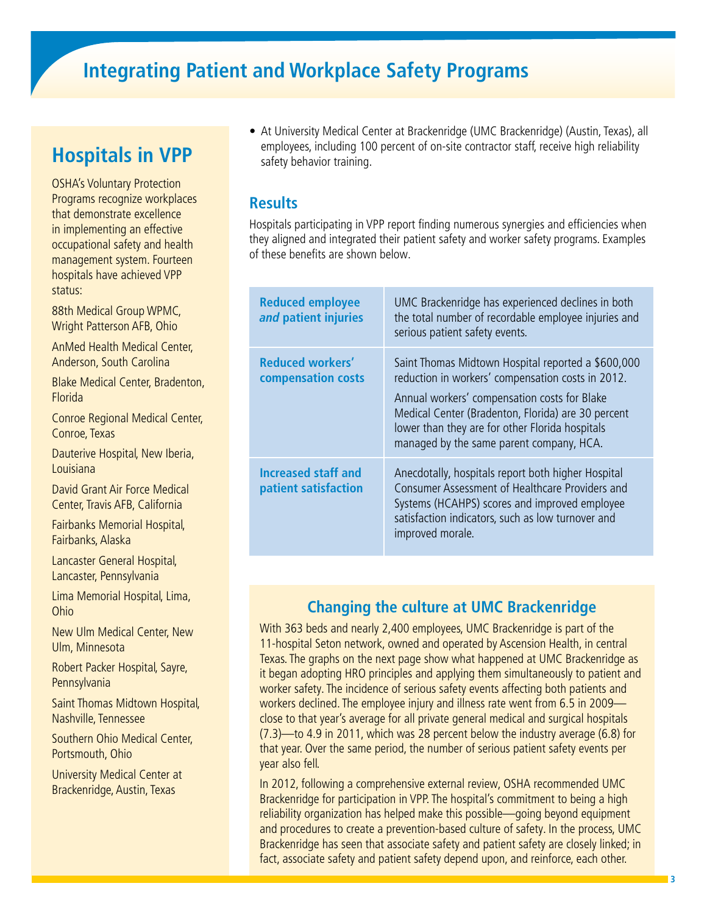# Integrating Patient and Workplace Safety Programs

## Hospitals in VPP

OSHA's Voluntary Protection Programs recognize workplaces that demonstrate excellence in implementing an effective occupational safety and health management system. Fourteen hospitals have achieved VPP status:

88th Medical Group WPMC, Wright Patterson AFB, Ohio

AnMed Health Medical Center, Anderson, South Carolina

Blake Medical Center, Bradenton, Florida

Conroe Regional Medical Center, Conroe, Texas

Dauterive Hospital, New Iberia, Louisiana

David Grant Air Force Medical Center, Travis AFB, California

Fairbanks Memorial Hospital, Fairbanks, Alaska

Lancaster General Hospital, Lancaster, Pennsylvania

Lima Memorial Hospital, Lima, Ohio

New Ulm Medical Center, New Ulm, Minnesota

Robert Packer Hospital, Sayre, Pennsylvania

Saint Thomas Midtown Hospital, Nashville, Tennessee

Southern Ohio Medical Center, Portsmouth, Ohio

University Medical Center at Brackenridge, Austin, Texas

- At University Medical Center at Brackenridge (UMC Brackenridge) (Austin, Texas), all employees, including 100 percent of on-site contractor staff, receive high reliability safety behavior training.

## Results

Hospitals participating in VPP report finding numerous synergies and efficiencies when they aligned and integrated their patient safety and worker safety programs. Examples of these benefits are shown below.

| | |
|---|---|
| **Reduced employee *and* patient injuries** | UMC Brackenridge has experienced declines in both the total number of recordable employee injuries and serious patient safety events. |
| **Reduced workers' compensation costs** | Saint Thomas Midtown Hospital reported a $600,000 reduction in workers' compensation costs in 2012.<br><br>Annual workers' compensation costs for Blake Medical Center (Bradenton, Florida) are 30 percent lower than they are for other Florida hospitals managed by the same parent company, HCA. |
| **Increased staff and patient satisfaction** | Anecdotally, hospitals report both higher Hospital Consumer Assessment of Healthcare Providers and Systems (HCAHPS) scores and improved employee satisfaction indicators, such as low turnover and improved morale. |

### Changing the culture at UMC Brackenridge

With 363 beds and nearly 2,400 employees, UMC Brackenridge is part of the 11-hospital Seton network, owned and operated by Ascension Health, in central Texas. The graphs on the next page show what happened at UMC Brackenridge as it began adopting HRO principles and applying them simultaneously to patient and worker safety. The incidence of serious safety events affecting both patients and workers declined. The employee injury and illness rate went from 6.5 in 2009—close to that year's average for all private general medical and surgical hospitals (7.3)—to 4.9 in 2011, which was 28 percent below the industry average (6.8) for that year. Over the same period, the number of serious patient safety events per year also fell.

In 2012, following a comprehensive external review, OSHA recommended UMC Brackenridge for participation in VPP. The hospital's commitment to being a high reliability organization has helped make this possible—going beyond equipment and procedures to create a prevention-based culture of safety. In the process, UMC Brackenridge has seen that associate safety and patient safety are closely linked; in fact, associate safety and patient safety depend upon, and reinforce, each other.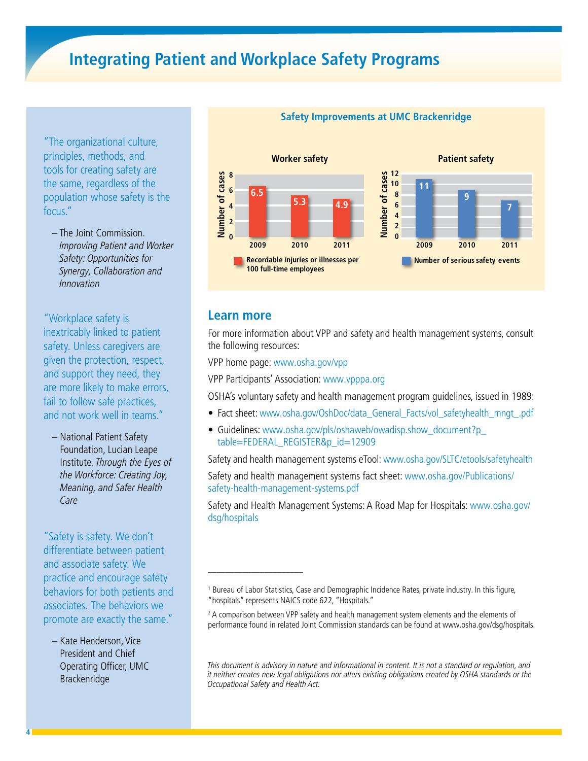# Integrating Patient and Workplace Safety Programs

"The organizational culture, principles, methods, and tools for creating safety are the same, regardless of the population whose safety is the focus."

– The Joint Commission. *Improving Patient and Worker Safety: Opportunities for Synergy, Collaboration and Innovation*

"Workplace safety is inextricably linked to patient safety. Unless caregivers are given the protection, respect, and support they need, they are more likely to make errors, fail to follow safe practices, and not work well in teams."

– National Patient Safety Foundation, Lucian Leape Institute. *Through the Eyes of the Workforce: Creating Joy, Meaning, and Safer Health Care*

"Safety is safety. We don't differentiate between patient and associate safety. We practice and encourage safety behaviors for both patients and associates. The behaviors we promote are exactly the same."

– Kate Henderson, Vice President and Chief Operating Officer, UMC Brackenridge

**Safety Improvements at UMC Brackenridge**

**Worker safety**

Number of cases

8
6
4
2
0

6.5
5.3
4.9

2009
2010
2011

Recordable injuries or illnesses per 100 full-time employees

**Patient safety**

Number of cases

12
10
8
6
4
2
0

11
9
7

2009
2010
2011

Number of serious safety events

## Learn more

For more information about VPP and safety and health management systems, consult the following resources:

VPP home page: www.osha.gov/vpp

VPP Participants' Association: www.vpppa.org

OSHA's voluntary safety and health management program guidelines, issued in 1989:

- Fact sheet: www.osha.gov/OshDoc/data_General_Facts/vol_safetyhealth_mngt_.pdf
- Guidelines: www.osha.gov/pls/oshaweb/owadisp.show_document?p_table=FEDERAL_REGISTER&p_id=12909

Safety and health management systems eTool: www.osha.gov/SLTC/etools/safetyhealth

Safety and health management systems fact sheet: www.osha.gov/Publications/safety-health-management-systems.pdf

Safety and Health Management Systems: A Road Map for Hospitals: www.osha.gov/dsg/hospitals

---

[1] Bureau of Labor Statistics, Case and Demographic Incidence Rates, private industry. In this figure, "hospitals" represents NAICS code 622, "Hospitals."

[2] A comparison between VPP safety and health management system elements and the elements of performance found in related Joint Commission standards can be found at www.osha.gov/dsg/hospitals.

*This document is advisory in nature and informational in content. It is not a standard or regulation, and it neither creates new legal obligations nor alters existing obligations created by OSHA standards or the Occupational Safety and Health Act.*